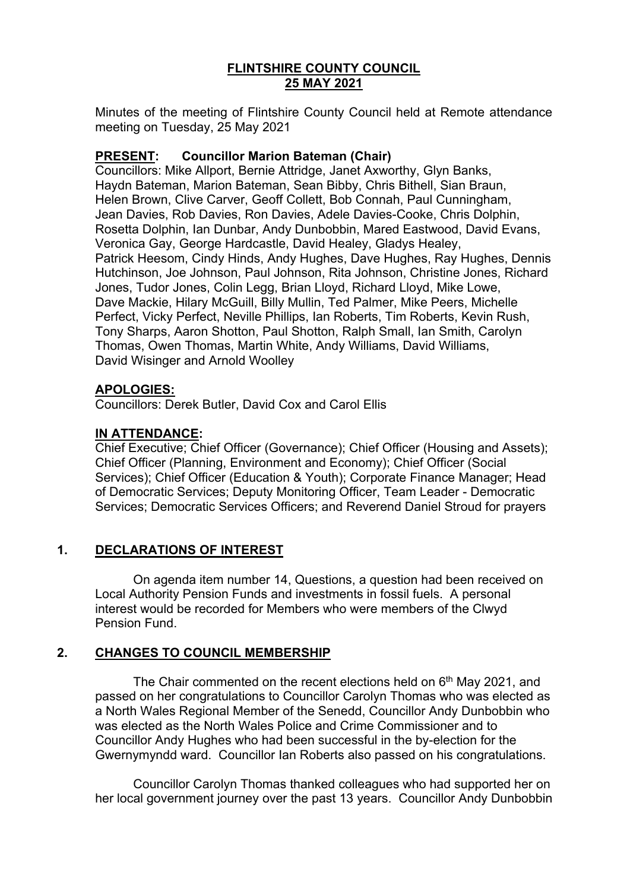# FLINTSHIRE COUNTY COUNCIL
## 25 MAY 2021

Minutes of the meeting of Flintshire County Council held at Remote attendance meeting on Tuesday, 25 May 2021

**PRESENT: Councillor Marion Bateman (Chair)**

Councillors: Mike Allport, Bernie Attridge, Janet Axworthy, Glyn Banks, Haydn Bateman, Marion Bateman, Sean Bibby, Chris Bithell, Sian Braun, Helen Brown, Clive Carver, Geoff Collett, Bob Connah, Paul Cunningham, Jean Davies, Rob Davies, Ron Davies, Adele Davies-Cooke, Chris Dolphin, Rosetta Dolphin, Ian Dunbar, Andy Dunbobbin, Mared Eastwood, David Evans, Veronica Gay, George Hardcastle, David Healey, Gladys Healey, Patrick Heesom, Cindy Hinds, Andy Hughes, Dave Hughes, Ray Hughes, Dennis Hutchinson, Joe Johnson, Paul Johnson, Rita Johnson, Christine Jones, Richard Jones, Tudor Jones, Colin Legg, Brian Lloyd, Richard Lloyd, Mike Lowe, Dave Mackie, Hilary McGuill, Billy Mullin, Ted Palmer, Mike Peers, Michelle Perfect, Vicky Perfect, Neville Phillips, Ian Roberts, Tim Roberts, Kevin Rush, Tony Sharps, Aaron Shotton, Paul Shotton, Ralph Small, Ian Smith, Carolyn Thomas, Owen Thomas, Martin White, Andy Williams, David Williams, David Wisinger and Arnold Woolley

**APOLOGIES:**

Councillors: Derek Butler, David Cox and Carol Ellis

**IN ATTENDANCE:**

Chief Executive; Chief Officer (Governance); Chief Officer (Housing and Assets); Chief Officer (Planning, Environment and Economy); Chief Officer (Social Services); Chief Officer (Education & Youth); Corporate Finance Manager; Head of Democratic Services; Deputy Monitoring Officer, Team Leader - Democratic Services; Democratic Services Officers; and Reverend Daniel Stroud for prayers

## 1. DECLARATIONS OF INTEREST

On agenda item number 14, Questions, a question had been received on Local Authority Pension Funds and investments in fossil fuels. A personal interest would be recorded for Members who were members of the Clwyd Pension Fund.

## 2. CHANGES TO COUNCIL MEMBERSHIP

The Chair commented on the recent elections held on 6th May 2021, and passed on her congratulations to Councillor Carolyn Thomas who was elected as a North Wales Regional Member of the Senedd, Councillor Andy Dunbobbin who was elected as the North Wales Police and Crime Commissioner and to Councillor Andy Hughes who had been successful in the by-election for the Gwernymynydd ward. Councillor Ian Roberts also passed on his congratulations.

Councillor Carolyn Thomas thanked colleagues who had supported her on her local government journey over the past 13 years. Councillor Andy Dunbobbin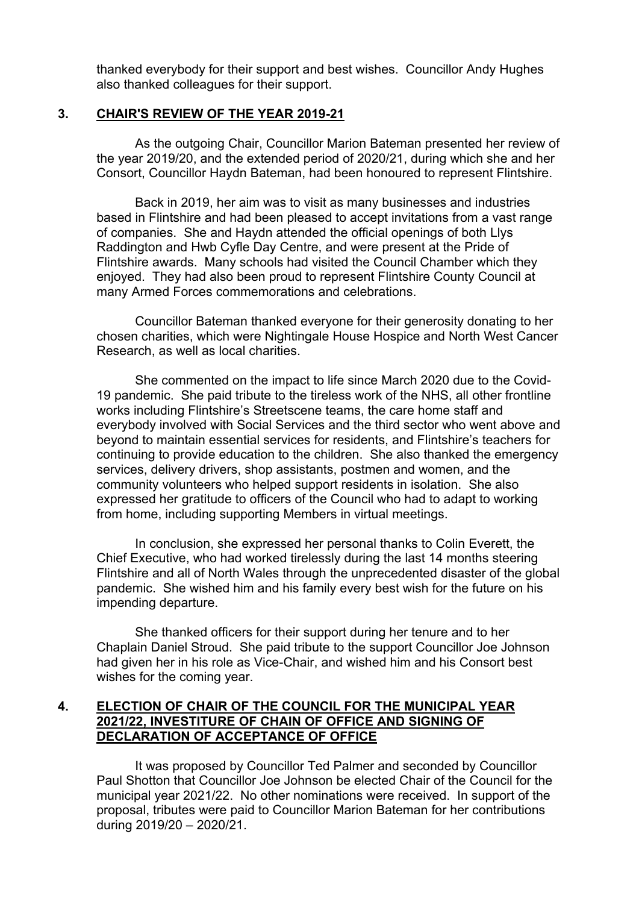thanked everybody for their support and best wishes. Councillor Andy Hughes also thanked colleagues for their support.

## 3. CHAIR'S REVIEW OF THE YEAR 2019-21

As the outgoing Chair, Councillor Marion Bateman presented her review of the year 2019/20, and the extended period of 2020/21, during which she and her Consort, Councillor Haydn Bateman, had been honoured to represent Flintshire.

Back in 2019, her aim was to visit as many businesses and industries based in Flintshire and had been pleased to accept invitations from a vast range of companies. She and Haydn attended the official openings of both Llys Raddington and Hwb Cyfle Day Centre, and were present at the Pride of Flintshire awards. Many schools had visited the Council Chamber which they enjoyed. They had also been proud to represent Flintshire County Council at many Armed Forces commemorations and celebrations.

Councillor Bateman thanked everyone for their generosity donating to her chosen charities, which were Nightingale House Hospice and North West Cancer Research, as well as local charities.

She commented on the impact to life since March 2020 due to the Covid-19 pandemic. She paid tribute to the tireless work of the NHS, all other frontline works including Flintshire's Streetscene teams, the care home staff and everybody involved with Social Services and the third sector who went above and beyond to maintain essential services for residents, and Flintshire's teachers for continuing to provide education to the children. She also thanked the emergency services, delivery drivers, shop assistants, postmen and women, and the community volunteers who helped support residents in isolation. She also expressed her gratitude to officers of the Council who had to adapt to working from home, including supporting Members in virtual meetings.

In conclusion, she expressed her personal thanks to Colin Everett, the Chief Executive, who had worked tirelessly during the last 14 months steering Flintshire and all of North Wales through the unprecedented disaster of the global pandemic. She wished him and his family every best wish for the future on his impending departure.

She thanked officers for their support during her tenure and to her Chaplain Daniel Stroud. She paid tribute to the support Councillor Joe Johnson had given her in his role as Vice-Chair, and wished him and his Consort best wishes for the coming year.

## 4. ELECTION OF CHAIR OF THE COUNCIL FOR THE MUNICIPAL YEAR 2021/22, INVESTITURE OF CHAIN OF OFFICE AND SIGNING OF DECLARATION OF ACCEPTANCE OF OFFICE

It was proposed by Councillor Ted Palmer and seconded by Councillor Paul Shotton that Councillor Joe Johnson be elected Chair of the Council for the municipal year 2021/22. No other nominations were received. In support of the proposal, tributes were paid to Councillor Marion Bateman for her contributions during 2019/20 – 2020/21.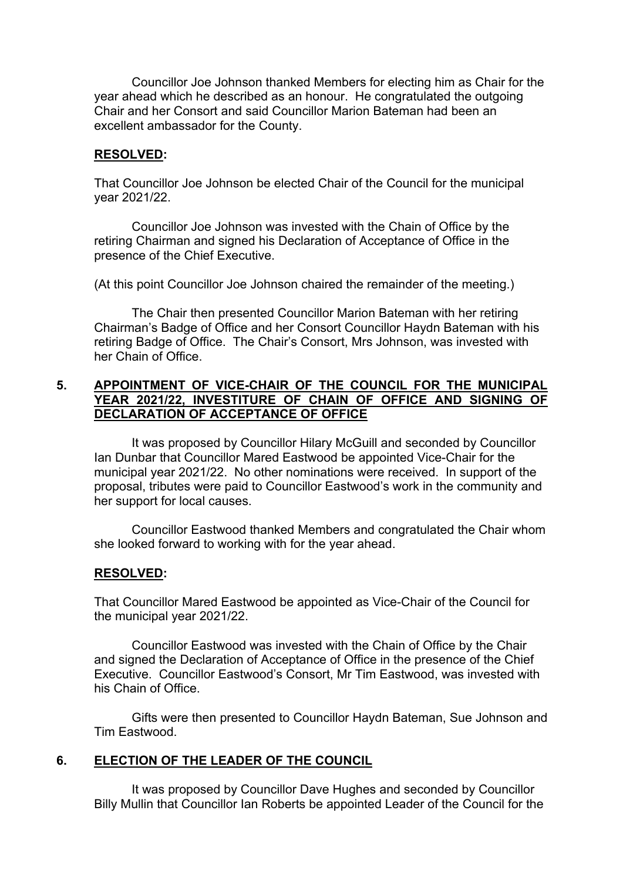Councillor Joe Johnson thanked Members for electing him as Chair for the year ahead which he described as an honour. He congratulated the outgoing Chair and her Consort and said Councillor Marion Bateman had been an excellent ambassador for the County.

**RESOLVED:**

That Councillor Joe Johnson be elected Chair of the Council for the municipal year 2021/22.

Councillor Joe Johnson was invested with the Chain of Office by the retiring Chairman and signed his Declaration of Acceptance of Office in the presence of the Chief Executive.

(At this point Councillor Joe Johnson chaired the remainder of the meeting.)

The Chair then presented Councillor Marion Bateman with her retiring Chairman's Badge of Office and her Consort Councillor Haydn Bateman with his retiring Badge of Office. The Chair's Consort, Mrs Johnson, was invested with her Chain of Office.

## 5. APPOINTMENT OF VICE-CHAIR OF THE COUNCIL FOR THE MUNICIPAL YEAR 2021/22, INVESTITURE OF CHAIN OF OFFICE AND SIGNING OF DECLARATION OF ACCEPTANCE OF OFFICE

It was proposed by Councillor Hilary McGuill and seconded by Councillor Ian Dunbar that Councillor Mared Eastwood be appointed Vice-Chair for the municipal year 2021/22. No other nominations were received. In support of the proposal, tributes were paid to Councillor Eastwood's work in the community and her support for local causes.

Councillor Eastwood thanked Members and congratulated the Chair whom she looked forward to working with for the year ahead.

**RESOLVED:**

That Councillor Mared Eastwood be appointed as Vice-Chair of the Council for the municipal year 2021/22.

Councillor Eastwood was invested with the Chain of Office by the Chair and signed the Declaration of Acceptance of Office in the presence of the Chief Executive. Councillor Eastwood's Consort, Mr Tim Eastwood, was invested with his Chain of Office.

Gifts were then presented to Councillor Haydn Bateman, Sue Johnson and Tim Eastwood.

## 6. ELECTION OF THE LEADER OF THE COUNCIL

It was proposed by Councillor Dave Hughes and seconded by Councillor Billy Mullin that Councillor Ian Roberts be appointed Leader of the Council for the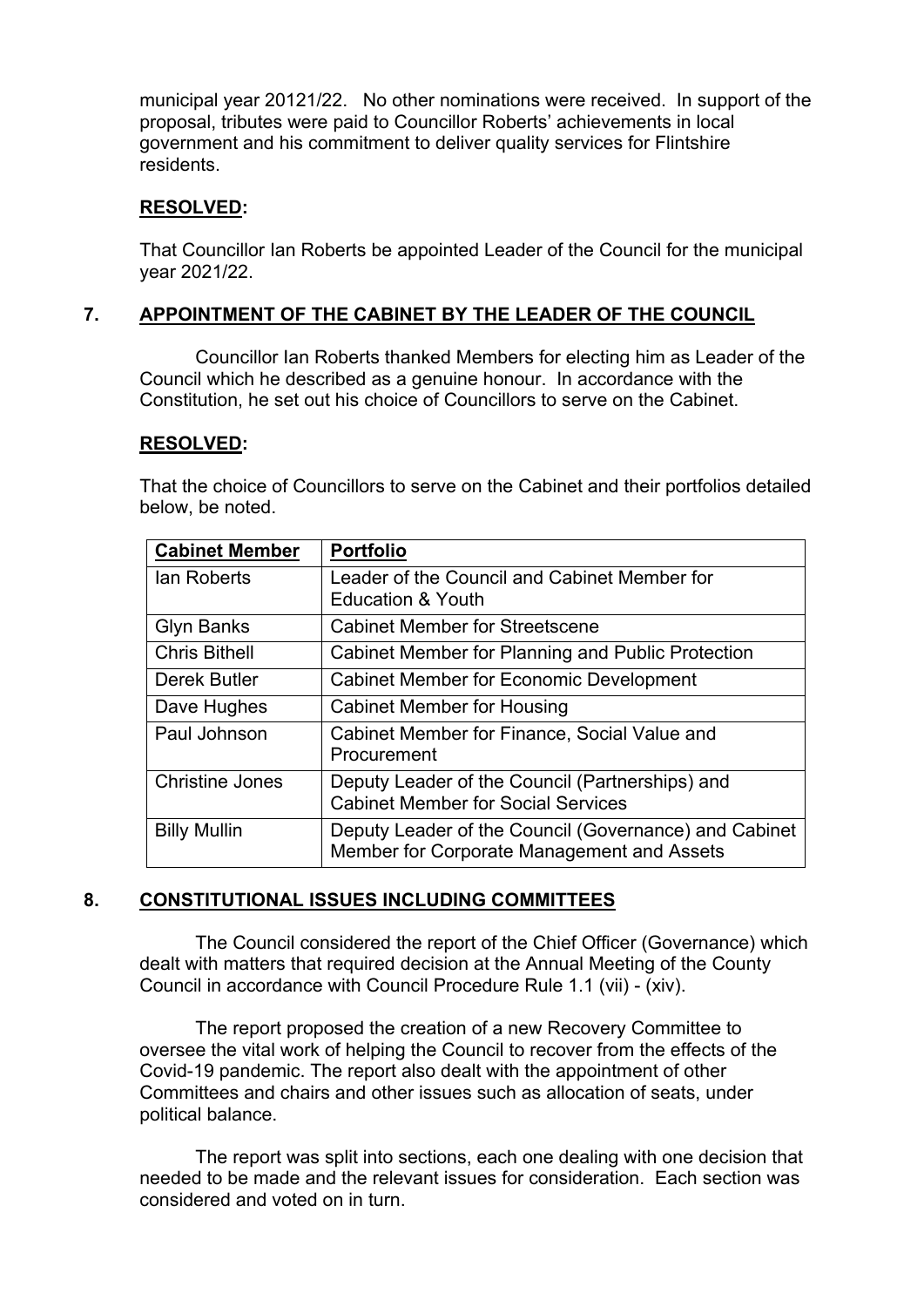municipal year 20121/22. No other nominations were received. In support of the proposal, tributes were paid to Councillor Roberts' achievements in local government and his commitment to deliver quality services for Flintshire residents.

**RESOLVED:**

That Councillor Ian Roberts be appointed Leader of the Council for the municipal year 2021/22.

## 7. APPOINTMENT OF THE CABINET BY THE LEADER OF THE COUNCIL

Councillor Ian Roberts thanked Members for electing him as Leader of the Council which he described as a genuine honour. In accordance with the Constitution, he set out his choice of Councillors to serve on the Cabinet.

**RESOLVED:**

That the choice of Councillors to serve on the Cabinet and their portfolios detailed below, be noted.

| Cabinet Member | Portfolio |
|---|---|
| Ian Roberts | Leader of the Council and Cabinet Member for Education & Youth |
| Glyn Banks | Cabinet Member for Streetscene |
| Chris Bithell | Cabinet Member for Planning and Public Protection |
| Derek Butler | Cabinet Member for Economic Development |
| Dave Hughes | Cabinet Member for Housing |
| Paul Johnson | Cabinet Member for Finance, Social Value and Procurement |
| Christine Jones | Deputy Leader of the Council (Partnerships) and Cabinet Member for Social Services |
| Billy Mullin | Deputy Leader of the Council (Governance) and Cabinet Member for Corporate Management and Assets |

## 8. CONSTITUTIONAL ISSUES INCLUDING COMMITTEES

The Council considered the report of the Chief Officer (Governance) which dealt with matters that required decision at the Annual Meeting of the County Council in accordance with Council Procedure Rule 1.1 (vii) - (xiv).

The report proposed the creation of a new Recovery Committee to oversee the vital work of helping the Council to recover from the effects of the Covid-19 pandemic. The report also dealt with the appointment of other Committees and chairs and other issues such as allocation of seats, under political balance.

The report was split into sections, each one dealing with one decision that needed to be made and the relevant issues for consideration. Each section was considered and voted on in turn.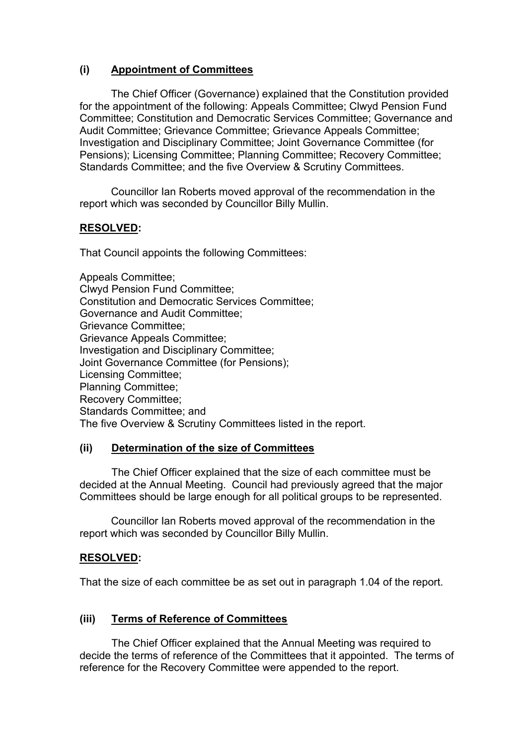### (i) Appointment of Committees

The Chief Officer (Governance) explained that the Constitution provided for the appointment of the following: Appeals Committee; Clwyd Pension Fund Committee; Constitution and Democratic Services Committee; Governance and Audit Committee; Grievance Committee; Grievance Appeals Committee; Investigation and Disciplinary Committee; Joint Governance Committee (for Pensions); Licensing Committee; Planning Committee; Recovery Committee; Standards Committee; and the five Overview & Scrutiny Committees.

Councillor Ian Roberts moved approval of the recommendation in the report which was seconded by Councillor Billy Mullin.

**RESOLVED:**

That Council appoints the following Committees:

Appeals Committee;
Clwyd Pension Fund Committee;
Constitution and Democratic Services Committee;
Governance and Audit Committee;
Grievance Committee;
Grievance Appeals Committee;
Investigation and Disciplinary Committee;
Joint Governance Committee (for Pensions);
Licensing Committee;
Planning Committee;
Recovery Committee;
Standards Committee; and
The five Overview & Scrutiny Committees listed in the report.

### (ii) Determination of the size of Committees

The Chief Officer explained that the size of each committee must be decided at the Annual Meeting. Council had previously agreed that the major Committees should be large enough for all political groups to be represented.

Councillor Ian Roberts moved approval of the recommendation in the report which was seconded by Councillor Billy Mullin.

**RESOLVED:**

That the size of each committee be as set out in paragraph 1.04 of the report.

### (iii) Terms of Reference of Committees

The Chief Officer explained that the Annual Meeting was required to decide the terms of reference of the Committees that it appointed. The terms of reference for the Recovery Committee were appended to the report.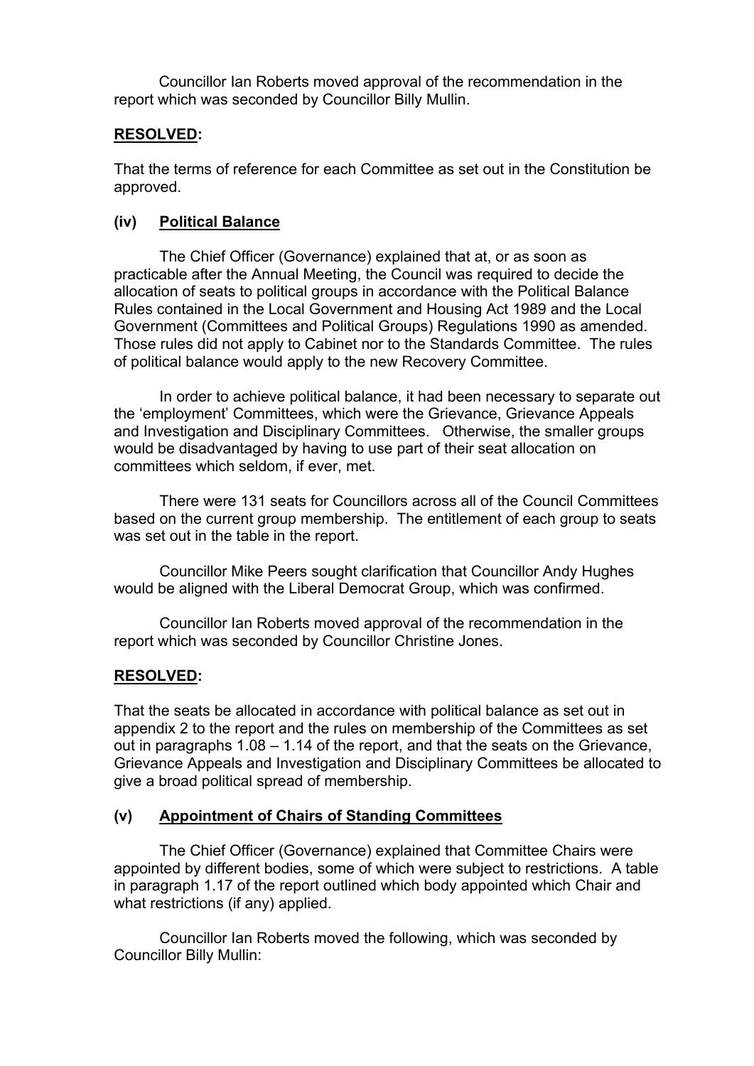Councillor Ian Roberts moved approval of the recommendation in the report which was seconded by Councillor Billy Mullin.

**RESOLVED:**

That the terms of reference for each Committee as set out in the Constitution be approved.

### (iv) Political Balance

The Chief Officer (Governance) explained that at, or as soon as practicable after the Annual Meeting, the Council was required to decide the allocation of seats to political groups in accordance with the Political Balance Rules contained in the Local Government and Housing Act 1989 and the Local Government (Committees and Political Groups) Regulations 1990 as amended. Those rules did not apply to Cabinet nor to the Standards Committee. The rules of political balance would apply to the new Recovery Committee.

In order to achieve political balance, it had been necessary to separate out the 'employment' Committees, which were the Grievance, Grievance Appeals and Investigation and Disciplinary Committees. Otherwise, the smaller groups would be disadvantaged by having to use part of their seat allocation on committees which seldom, if ever, met.

There were 131 seats for Councillors across all of the Council Committees based on the current group membership. The entitlement of each group to seats was set out in the table in the report.

Councillor Mike Peers sought clarification that Councillor Andy Hughes would be aligned with the Liberal Democrat Group, which was confirmed.

Councillor Ian Roberts moved approval of the recommendation in the report which was seconded by Councillor Christine Jones.

**RESOLVED:**

That the seats be allocated in accordance with political balance as set out in appendix 2 to the report and the rules on membership of the Committees as set out in paragraphs 1.08 – 1.14 of the report, and that the seats on the Grievance, Grievance Appeals and Investigation and Disciplinary Committees be allocated to give a broad political spread of membership.

### (v) Appointment of Chairs of Standing Committees

The Chief Officer (Governance) explained that Committee Chairs were appointed by different bodies, some of which were subject to restrictions. A table in paragraph 1.17 of the report outlined which body appointed which Chair and what restrictions (if any) applied.

Councillor Ian Roberts moved the following, which was seconded by Councillor Billy Mullin: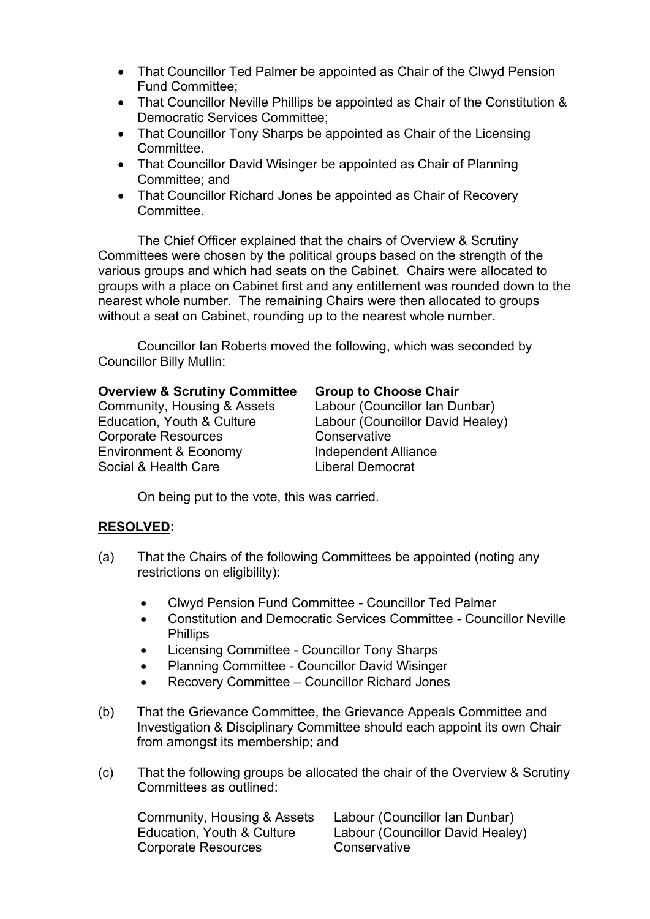- That Councillor Ted Palmer be appointed as Chair of the Clwyd Pension Fund Committee;
- That Councillor Neville Phillips be appointed as Chair of the Constitution & Democratic Services Committee;
- That Councillor Tony Sharps be appointed as Chair of the Licensing Committee.
- That Councillor David Wisinger be appointed as Chair of Planning Committee; and
- That Councillor Richard Jones be appointed as Chair of Recovery Committee.

The Chief Officer explained that the chairs of Overview & Scrutiny Committees were chosen by the political groups based on the strength of the various groups and which had seats on the Cabinet. Chairs were allocated to groups with a place on Cabinet first and any entitlement was rounded down to the nearest whole number. The remaining Chairs were then allocated to groups without a seat on Cabinet, rounding up to the nearest whole number.

Councillor Ian Roberts moved the following, which was seconded by Councillor Billy Mullin:

| **Overview & Scrutiny Committee** | **Group to Choose Chair** |
|---|---|
| Community, Housing & Assets | Labour (Councillor Ian Dunbar) |
| Education, Youth & Culture | Labour (Councillor David Healey) |
| Corporate Resources | Conservative |
| Environment & Economy | Independent Alliance |
| Social & Health Care | Liberal Democrat |

On being put to the vote, this was carried.

**RESOLVED:**

(a) That the Chairs of the following Committees be appointed (noting any restrictions on eligibility):

- Clwyd Pension Fund Committee - Councillor Ted Palmer
- Constitution and Democratic Services Committee - Councillor Neville Phillips
- Licensing Committee - Councillor Tony Sharps
- Planning Committee - Councillor David Wisinger
- Recovery Committee – Councillor Richard Jones

(b) That the Grievance Committee, the Grievance Appeals Committee and Investigation & Disciplinary Committee should each appoint its own Chair from amongst its membership; and

(c) That the following groups be allocated the chair of the Overview & Scrutiny Committees as outlined:

| | |
|---|---|
| Community, Housing & Assets | Labour (Councillor Ian Dunbar) |
| Education, Youth & Culture | Labour (Councillor David Healey) |
| Corporate Resources | Conservative |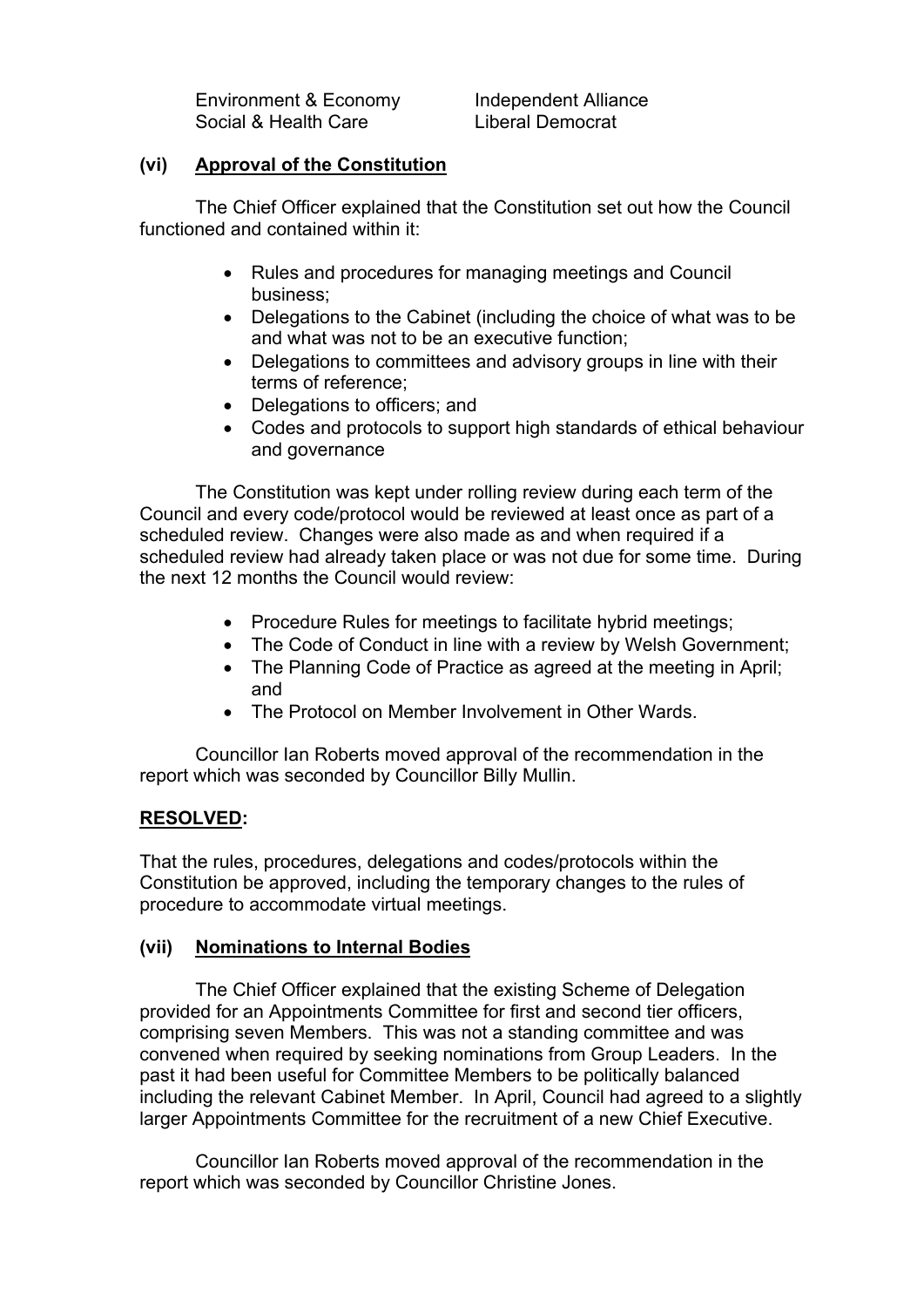| | |
|---|---|
| Environment & Economy | Independent Alliance |
| Social & Health Care | Liberal Democrat |

**(vi) <u>Approval of the Constitution</u>**

The Chief Officer explained that the Constitution set out how the Council functioned and contained within it:

- Rules and procedures for managing meetings and Council business;
- Delegations to the Cabinet (including the choice of what was to be and what was not to be an executive function;
- Delegations to committees and advisory groups in line with their terms of reference;
- Delegations to officers; and
- Codes and protocols to support high standards of ethical behaviour and governance

The Constitution was kept under rolling review during each term of the Council and every code/protocol would be reviewed at least once as part of a scheduled review. Changes were also made as and when required if a scheduled review had already taken place or was not due for some time. During the next 12 months the Council would review:

- Procedure Rules for meetings to facilitate hybrid meetings;
- The Code of Conduct in line with a review by Welsh Government;
- The Planning Code of Practice as agreed at the meeting in April; and
- The Protocol on Member Involvement in Other Wards.

Councillor Ian Roberts moved approval of the recommendation in the report which was seconded by Councillor Billy Mullin.

**<u>RESOLVED</u>:**

That the rules, procedures, delegations and codes/protocols within the Constitution be approved, including the temporary changes to the rules of procedure to accommodate virtual meetings.

**(vii) <u>Nominations to Internal Bodies</u>**

The Chief Officer explained that the existing Scheme of Delegation provided for an Appointments Committee for first and second tier officers, comprising seven Members. This was not a standing committee and was convened when required by seeking nominations from Group Leaders. In the past it had been useful for Committee Members to be politically balanced including the relevant Cabinet Member. In April, Council had agreed to a slightly larger Appointments Committee for the recruitment of a new Chief Executive.

Councillor Ian Roberts moved approval of the recommendation in the report which was seconded by Councillor Christine Jones.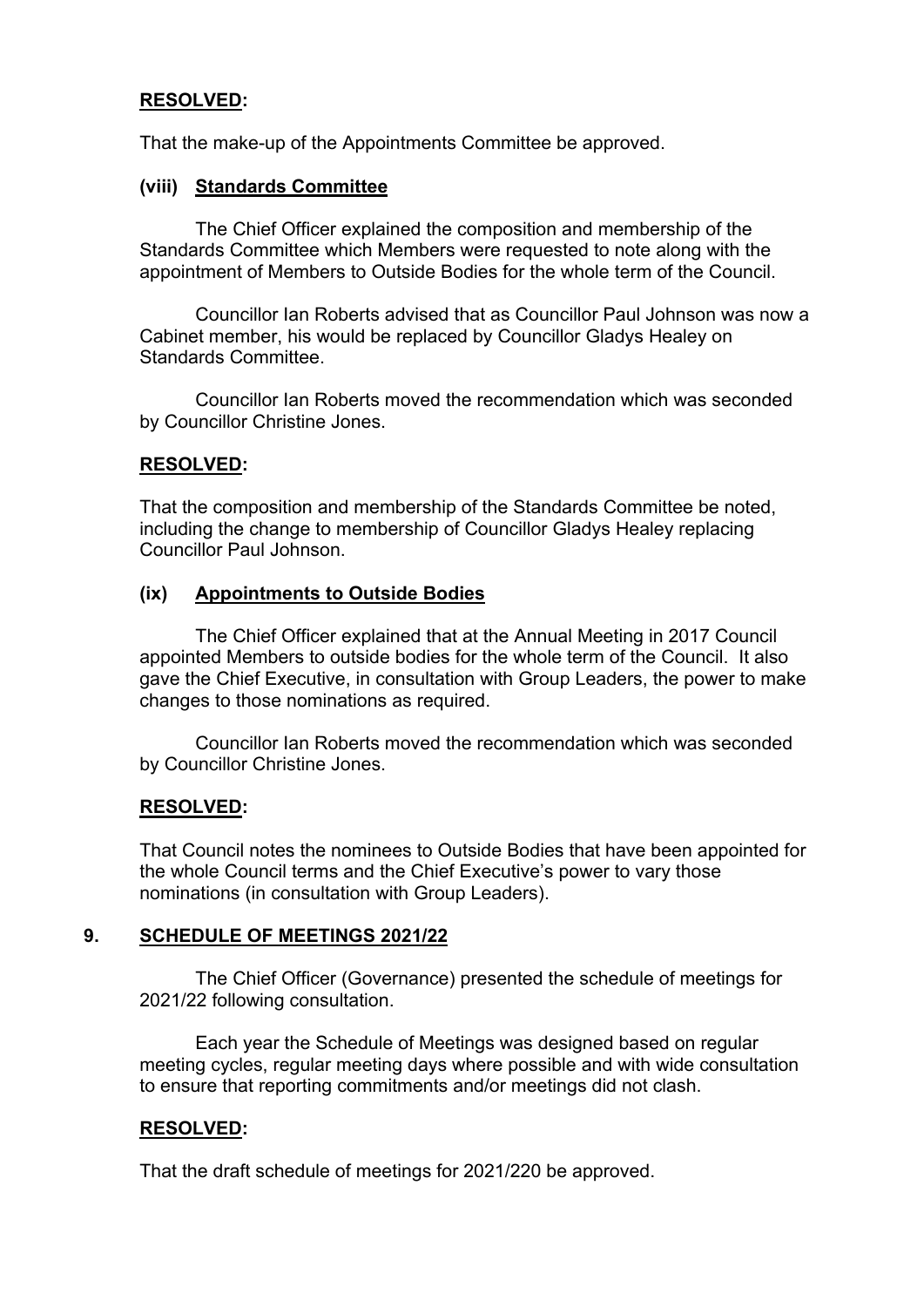**RESOLVED:**

That the make-up of the Appointments Committee be approved.

**(viii) Standards Committee**

The Chief Officer explained the composition and membership of the Standards Committee which Members were requested to note along with the appointment of Members to Outside Bodies for the whole term of the Council.

Councillor Ian Roberts advised that as Councillor Paul Johnson was now a Cabinet member, his would be replaced by Councillor Gladys Healey on Standards Committee.

Councillor Ian Roberts moved the recommendation which was seconded by Councillor Christine Jones.

**RESOLVED:**

That the composition and membership of the Standards Committee be noted, including the change to membership of Councillor Gladys Healey replacing Councillor Paul Johnson.

**(ix) Appointments to Outside Bodies**

The Chief Officer explained that at the Annual Meeting in 2017 Council appointed Members to outside bodies for the whole term of the Council. It also gave the Chief Executive, in consultation with Group Leaders, the power to make changes to those nominations as required.

Councillor Ian Roberts moved the recommendation which was seconded by Councillor Christine Jones.

**RESOLVED:**

That Council notes the nominees to Outside Bodies that have been appointed for the whole Council terms and the Chief Executive's power to vary those nominations (in consultation with Group Leaders).

## 9. SCHEDULE OF MEETINGS 2021/22

The Chief Officer (Governance) presented the schedule of meetings for 2021/22 following consultation.

Each year the Schedule of Meetings was designed based on regular meeting cycles, regular meeting days where possible and with wide consultation to ensure that reporting commitments and/or meetings did not clash.

**RESOLVED:**

That the draft schedule of meetings for 2021/220 be approved.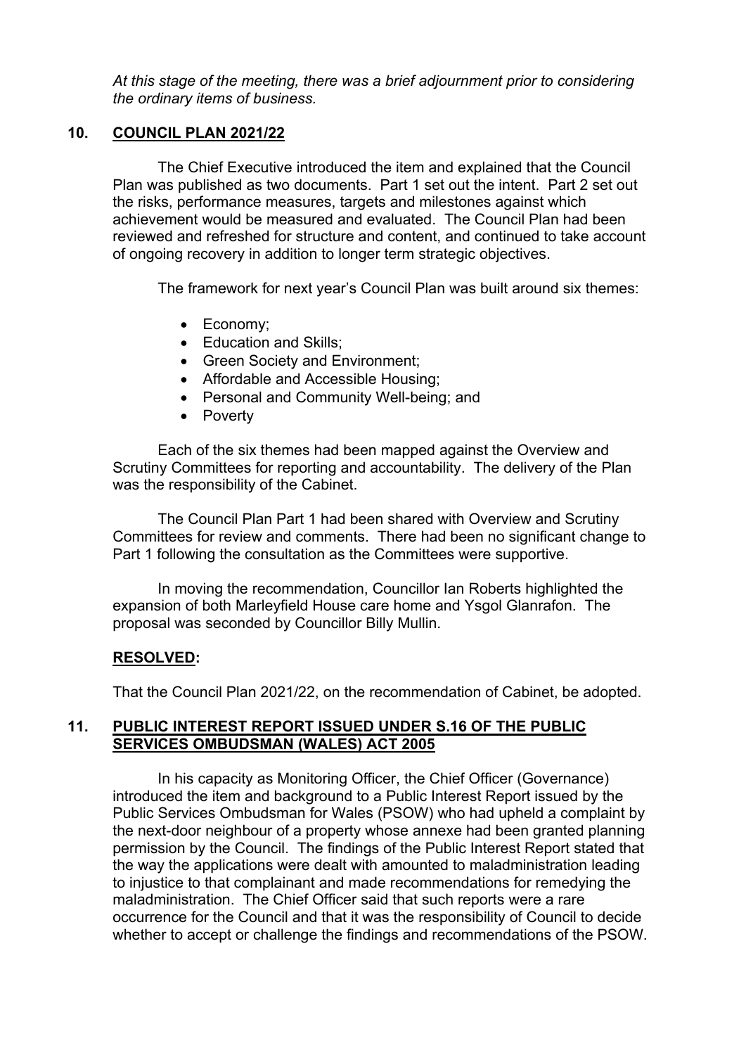*At this stage of the meeting, there was a brief adjournment prior to considering the ordinary items of business.*

## 10. COUNCIL PLAN 2021/22

The Chief Executive introduced the item and explained that the Council Plan was published as two documents. Part 1 set out the intent. Part 2 set out the risks, performance measures, targets and milestones against which achievement would be measured and evaluated. The Council Plan had been reviewed and refreshed for structure and content, and continued to take account of ongoing recovery in addition to longer term strategic objectives.

The framework for next year's Council Plan was built around six themes:

- Economy;
- Education and Skills;
- Green Society and Environment;
- Affordable and Accessible Housing;
- Personal and Community Well-being; and
- Poverty

Each of the six themes had been mapped against the Overview and Scrutiny Committees for reporting and accountability. The delivery of the Plan was the responsibility of the Cabinet.

The Council Plan Part 1 had been shared with Overview and Scrutiny Committees for review and comments. There had been no significant change to Part 1 following the consultation as the Committees were supportive.

In moving the recommendation, Councillor Ian Roberts highlighted the expansion of both Marleyfield House care home and Ysgol Glanrafon. The proposal was seconded by Councillor Billy Mullin.

**RESOLVED:**

That the Council Plan 2021/22, on the recommendation of Cabinet, be adopted.

## 11. PUBLIC INTEREST REPORT ISSUED UNDER S.16 OF THE PUBLIC SERVICES OMBUDSMAN (WALES) ACT 2005

In his capacity as Monitoring Officer, the Chief Officer (Governance) introduced the item and background to a Public Interest Report issued by the Public Services Ombudsman for Wales (PSOW) who had upheld a complaint by the next-door neighbour of a property whose annexe had been granted planning permission by the Council. The findings of the Public Interest Report stated that the way the applications were dealt with amounted to maladministration leading to injustice to that complainant and made recommendations for remedying the maladministration. The Chief Officer said that such reports were a rare occurrence for the Council and that it was the responsibility of Council to decide whether to accept or challenge the findings and recommendations of the PSOW.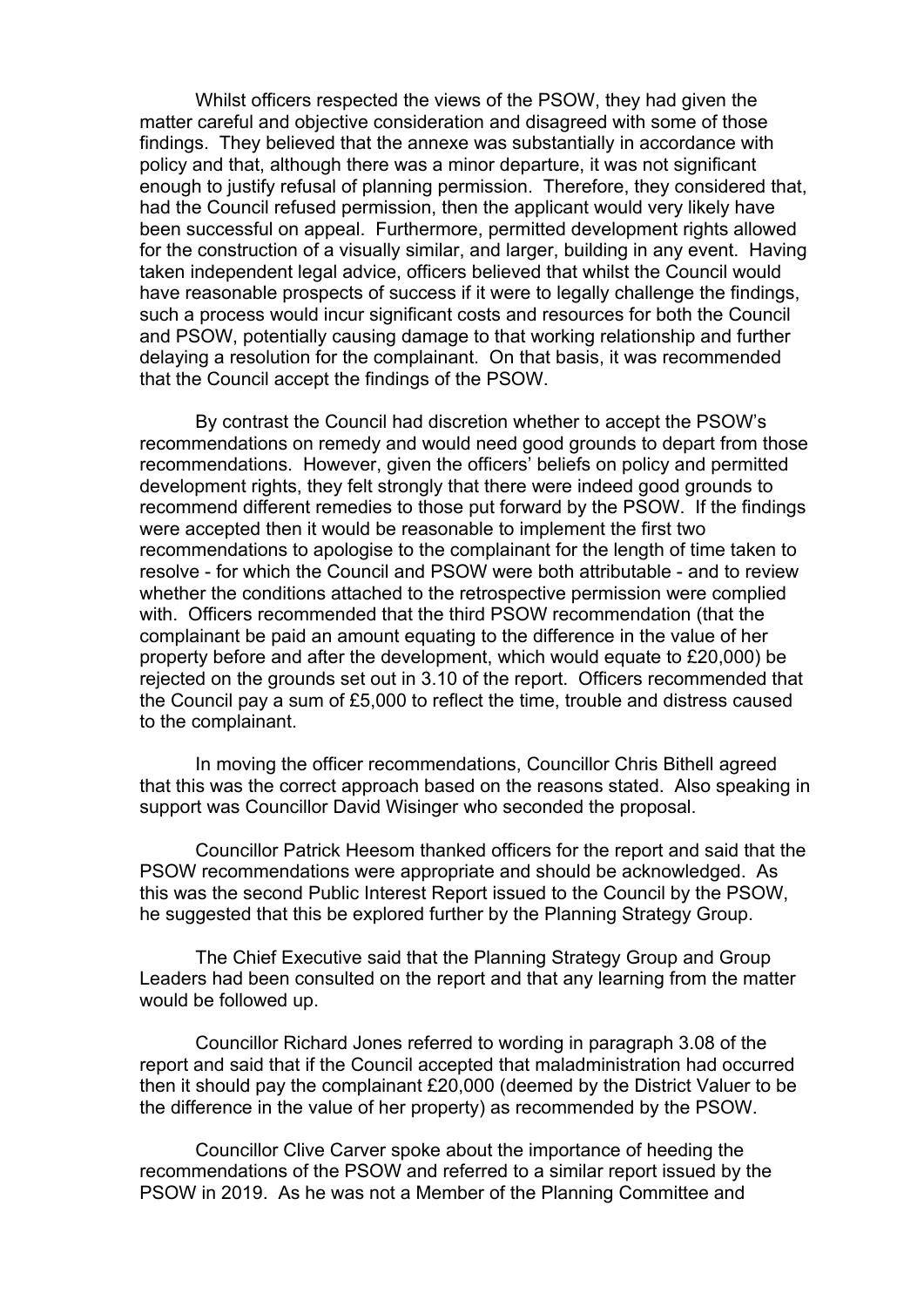Whilst officers respected the views of the PSOW, they had given the matter careful and objective consideration and disagreed with some of those findings. They believed that the annexe was substantially in accordance with policy and that, although there was a minor departure, it was not significant enough to justify refusal of planning permission. Therefore, they considered that, had the Council refused permission, then the applicant would very likely have been successful on appeal. Furthermore, permitted development rights allowed for the construction of a visually similar, and larger, building in any event. Having taken independent legal advice, officers believed that whilst the Council would have reasonable prospects of success if it were to legally challenge the findings, such a process would incur significant costs and resources for both the Council and PSOW, potentially causing damage to that working relationship and further delaying a resolution for the complainant. On that basis, it was recommended that the Council accept the findings of the PSOW.

By contrast the Council had discretion whether to accept the PSOW's recommendations on remedy and would need good grounds to depart from those recommendations. However, given the officers' beliefs on policy and permitted development rights, they felt strongly that there were indeed good grounds to recommend different remedies to those put forward by the PSOW. If the findings were accepted then it would be reasonable to implement the first two recommendations to apologise to the complainant for the length of time taken to resolve - for which the Council and PSOW were both attributable - and to review whether the conditions attached to the retrospective permission were complied with. Officers recommended that the third PSOW recommendation (that the complainant be paid an amount equating to the difference in the value of her property before and after the development, which would equate to £20,000) be rejected on the grounds set out in 3.10 of the report. Officers recommended that the Council pay a sum of £5,000 to reflect the time, trouble and distress caused to the complainant.

In moving the officer recommendations, Councillor Chris Bithell agreed that this was the correct approach based on the reasons stated. Also speaking in support was Councillor David Wisinger who seconded the proposal.

Councillor Patrick Heesom thanked officers for the report and said that the PSOW recommendations were appropriate and should be acknowledged. As this was the second Public Interest Report issued to the Council by the PSOW, he suggested that this be explored further by the Planning Strategy Group.

The Chief Executive said that the Planning Strategy Group and Group Leaders had been consulted on the report and that any learning from the matter would be followed up.

Councillor Richard Jones referred to wording in paragraph 3.08 of the report and said that if the Council accepted that maladministration had occurred then it should pay the complainant £20,000 (deemed by the District Valuer to be the difference in the value of her property) as recommended by the PSOW.

Councillor Clive Carver spoke about the importance of heeding the recommendations of the PSOW and referred to a similar report issued by the PSOW in 2019. As he was not a Member of the Planning Committee and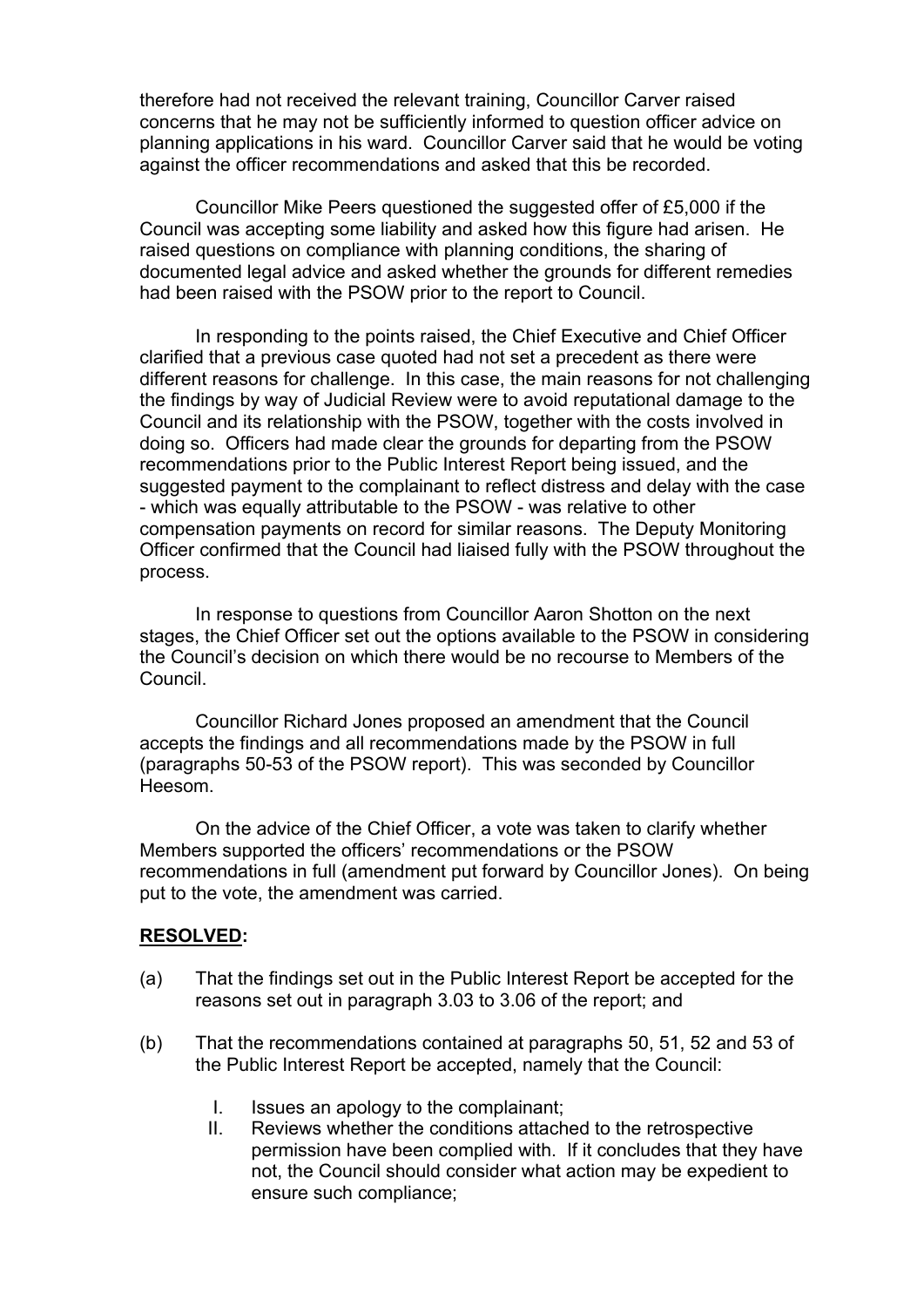therefore had not received the relevant training, Councillor Carver raised concerns that he may not be sufficiently informed to question officer advice on planning applications in his ward. Councillor Carver said that he would be voting against the officer recommendations and asked that this be recorded.

Councillor Mike Peers questioned the suggested offer of £5,000 if the Council was accepting some liability and asked how this figure had arisen. He raised questions on compliance with planning conditions, the sharing of documented legal advice and asked whether the grounds for different remedies had been raised with the PSOW prior to the report to Council.

In responding to the points raised, the Chief Executive and Chief Officer clarified that a previous case quoted had not set a precedent as there were different reasons for challenge. In this case, the main reasons for not challenging the findings by way of Judicial Review were to avoid reputational damage to the Council and its relationship with the PSOW, together with the costs involved in doing so. Officers had made clear the grounds for departing from the PSOW recommendations prior to the Public Interest Report being issued, and the suggested payment to the complainant to reflect distress and delay with the case - which was equally attributable to the PSOW - was relative to other compensation payments on record for similar reasons. The Deputy Monitoring Officer confirmed that the Council had liaised fully with the PSOW throughout the process.

In response to questions from Councillor Aaron Shotton on the next stages, the Chief Officer set out the options available to the PSOW in considering the Council's decision on which there would be no recourse to Members of the Council.

Councillor Richard Jones proposed an amendment that the Council accepts the findings and all recommendations made by the PSOW in full (paragraphs 50-53 of the PSOW report). This was seconded by Councillor Heesom.

On the advice of the Chief Officer, a vote was taken to clarify whether Members supported the officers' recommendations or the PSOW recommendations in full (amendment put forward by Councillor Jones). On being put to the vote, the amendment was carried.

**RESOLVED:**

(a) That the findings set out in the Public Interest Report be accepted for the reasons set out in paragraph 3.03 to 3.06 of the report; and

(b) That the recommendations contained at paragraphs 50, 51, 52 and 53 of the Public Interest Report be accepted, namely that the Council:

  I. Issues an apology to the complainant;
  II. Reviews whether the conditions attached to the retrospective permission have been complied with. If it concludes that they have not, the Council should consider what action may be expedient to ensure such compliance;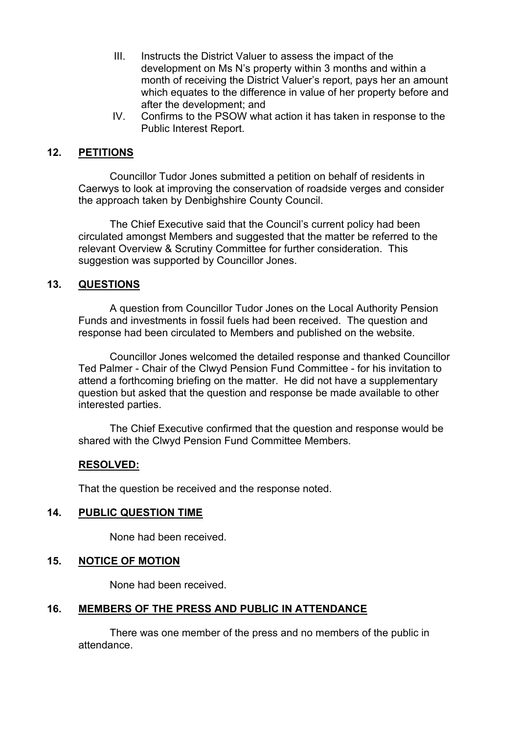III. Instructs the District Valuer to assess the impact of the development on Ms N's property within 3 months and within a month of receiving the District Valuer's report, pays her an amount which equates to the difference in value of her property before and after the development; and

IV. Confirms to the PSOW what action it has taken in response to the Public Interest Report.

## 12. PETITIONS

Councillor Tudor Jones submitted a petition on behalf of residents in Caerwys to look at improving the conservation of roadside verges and consider the approach taken by Denbighshire County Council.

The Chief Executive said that the Council's current policy had been circulated amongst Members and suggested that the matter be referred to the relevant Overview & Scrutiny Committee for further consideration. This suggestion was supported by Councillor Jones.

## 13. QUESTIONS

A question from Councillor Tudor Jones on the Local Authority Pension Funds and investments in fossil fuels had been received. The question and response had been circulated to Members and published on the website.

Councillor Jones welcomed the detailed response and thanked Councillor Ted Palmer - Chair of the Clwyd Pension Fund Committee - for his invitation to attend a forthcoming briefing on the matter. He did not have a supplementary question but asked that the question and response be made available to other interested parties.

The Chief Executive confirmed that the question and response would be shared with the Clwyd Pension Fund Committee Members.

**RESOLVED:**

That the question be received and the response noted.

## 14. PUBLIC QUESTION TIME

None had been received.

## 15. NOTICE OF MOTION

None had been received.

## 16. MEMBERS OF THE PRESS AND PUBLIC IN ATTENDANCE

There was one member of the press and no members of the public in attendance.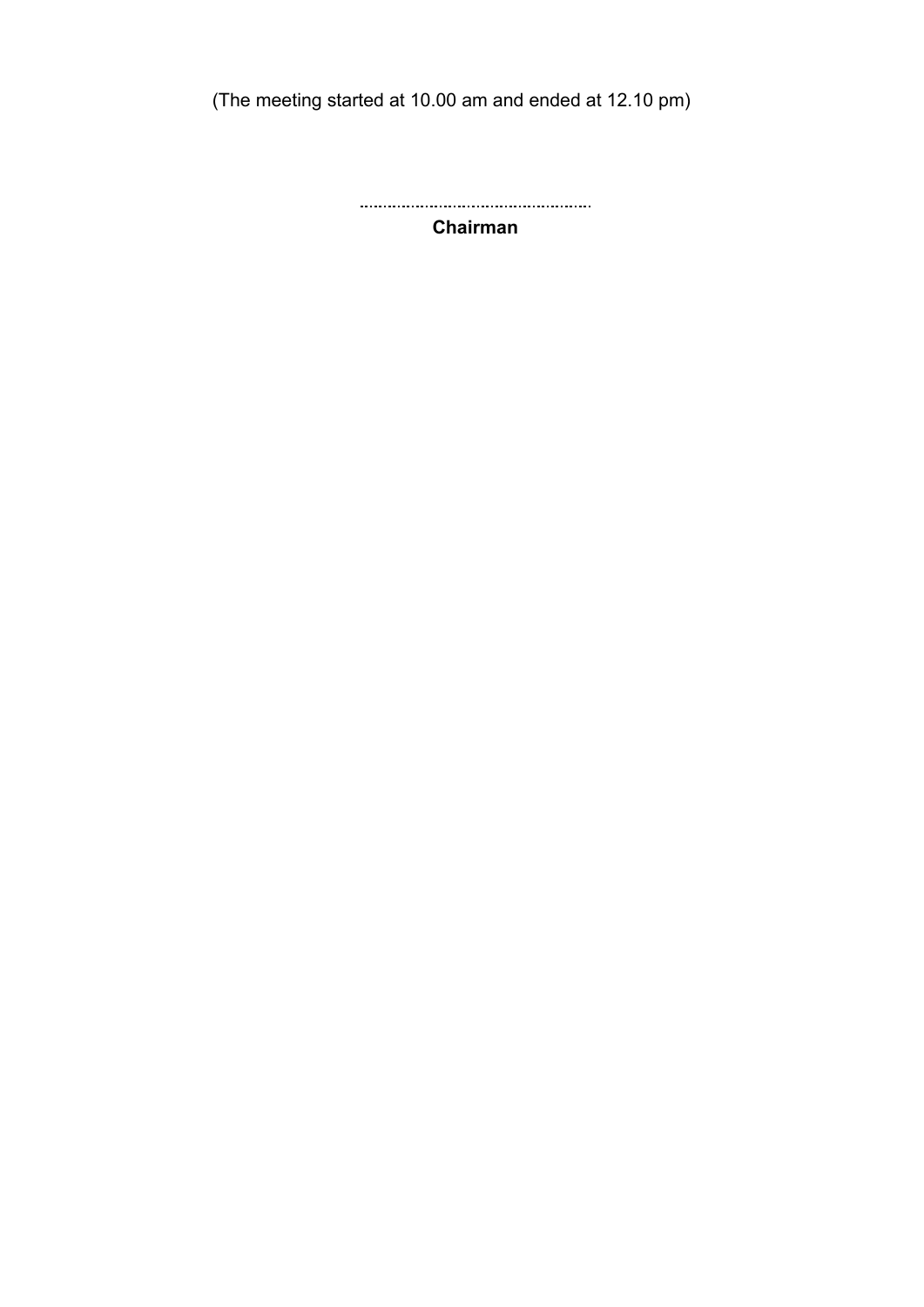(The meeting started at 10.00 am and ended at 12.10 pm)

......................................................

**Chairman**